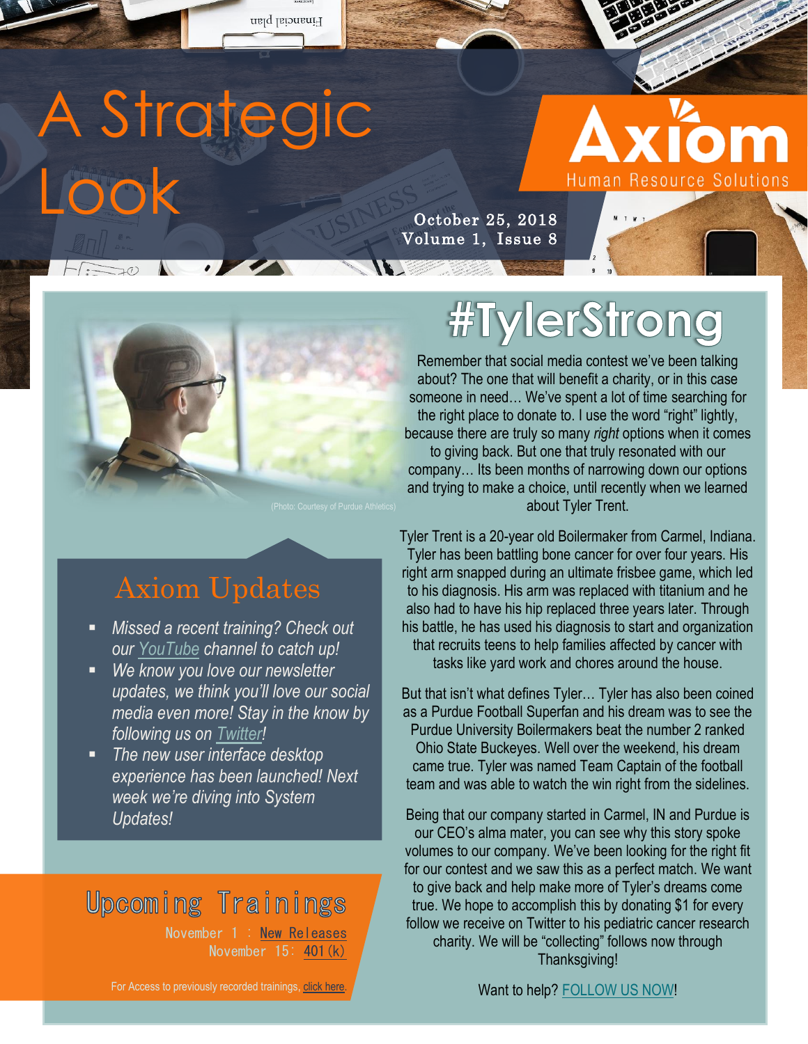# A Strategic Look

**Axiom** Human Resource Solutions

October 25, 2018
Volume 1, Issue 8

# #TylerStrong

(Photo: Courtesy of Purdue Athletics)

Remember that social media contest we've been talking about? The one that will benefit a charity, or in this case someone in need… We've spent a lot of time searching for the right place to donate to. I use the word "right" lightly, because there are truly so many *right* options when it comes to giving back. But one that truly resonated with our company… Its been months of narrowing down our options and trying to make a choice, until recently when we learned about Tyler Trent.

Tyler Trent is a 20-year old Boilermaker from Carmel, Indiana. Tyler has been battling bone cancer for over four years. His right arm snapped during an ultimate frisbee game, which led to his diagnosis. His arm was replaced with titanium and he also had to have his hip replaced three years later. Through his battle, he has used his diagnosis to start and organization that recruits teens to help families affected by cancer with tasks like yard work and chores around the house.

But that isn't what defines Tyler… Tyler has also been coined as a Purdue Football Superfan and his dream was to see the Purdue University Boilermakers beat the number 2 ranked Ohio State Buckeyes. Well over the weekend, his dream came true. Tyler was named Team Captain of the football team and was able to watch the win right from the sidelines.

Being that our company started in Carmel, IN and Purdue is our CEO's alma mater, you can see why this story spoke volumes to our company. We've been looking for the right fit for our contest and we saw this as a perfect match. We want to give back and help make more of Tyler's dreams come true. We hope to accomplish this by donating $1 for every follow we receive on Twitter to his pediatric cancer research charity. We will be "collecting" follows now through Thanksgiving!

Want to help? FOLLOW US NOW!

## Axiom Updates

- *Missed a recent training? Check out our YouTube channel to catch up!*
- *We know you love our newsletter updates, we think you'll love our social media even more! Stay in the know by following us on Twitter!*
- *The new user interface desktop experience has been launched! Next week we're diving into System Updates!*

## Upcoming Trainings

November 1 : New Releases
November 15: 401(k)

For Access to previously recorded trainings, click here.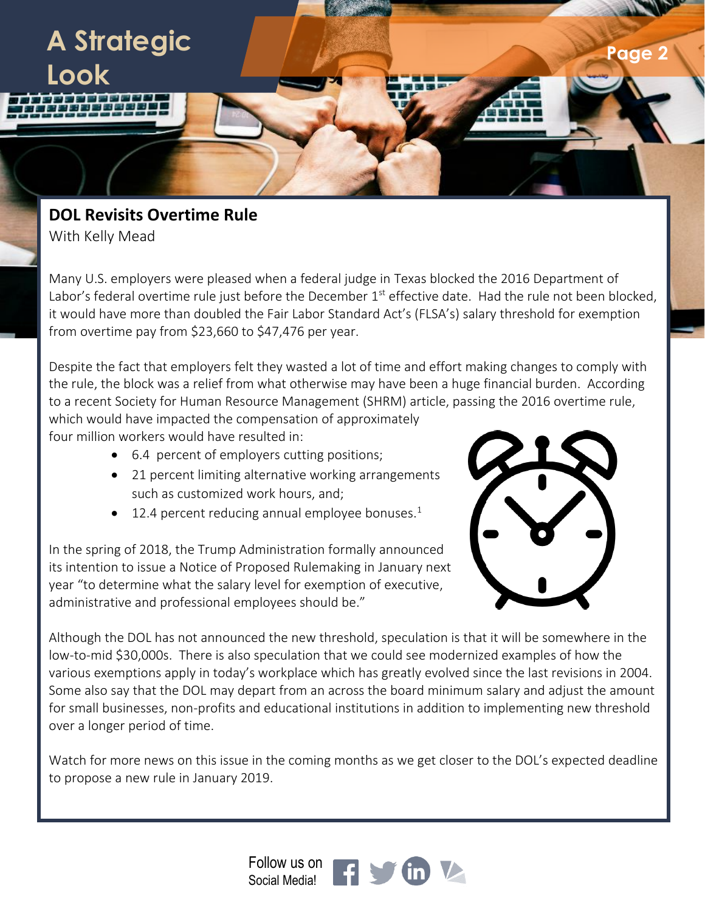# A Strategic Look

## DOL Revisits Overtime Rule

With Kelly Mead

Many U.S. employers were pleased when a federal judge in Texas blocked the 2016 Department of Labor's federal overtime rule just before the December 1st effective date. Had the rule not been blocked, it would have more than doubled the Fair Labor Standard Act's (FLSA's) salary threshold for exemption from overtime pay from $23,660 to $47,476 per year.

Despite the fact that employers felt they wasted a lot of time and effort making changes to comply with the rule, the block was a relief from what otherwise may have been a huge financial burden. According to a recent Society for Human Resource Management (SHRM) article, passing the 2016 overtime rule, which would have impacted the compensation of approximately four million workers would have resulted in:

- 6.4 percent of employers cutting positions;
- 21 percent limiting alternative working arrangements such as customized work hours, and;
- 12.4 percent reducing annual employee bonuses.[1]

In the spring of 2018, the Trump Administration formally announced its intention to issue a Notice of Proposed Rulemaking in January next year "to determine what the salary level for exemption of executive, administrative and professional employees should be."

Although the DOL has not announced the new threshold, speculation is that it will be somewhere in the low-to-mid $30,000s. There is also speculation that we could see modernized examples of how the various exemptions apply in today's workplace which has greatly evolved since the last revisions in 2004. Some also say that the DOL may depart from an across the board minimum salary and adjust the amount for small businesses, non-profits and educational institutions in addition to implementing new threshold over a longer period of time.

Watch for more news on this issue in the coming months as we get closer to the DOL's expected deadline to propose a new rule in January 2019.

Follow us on Social Media!